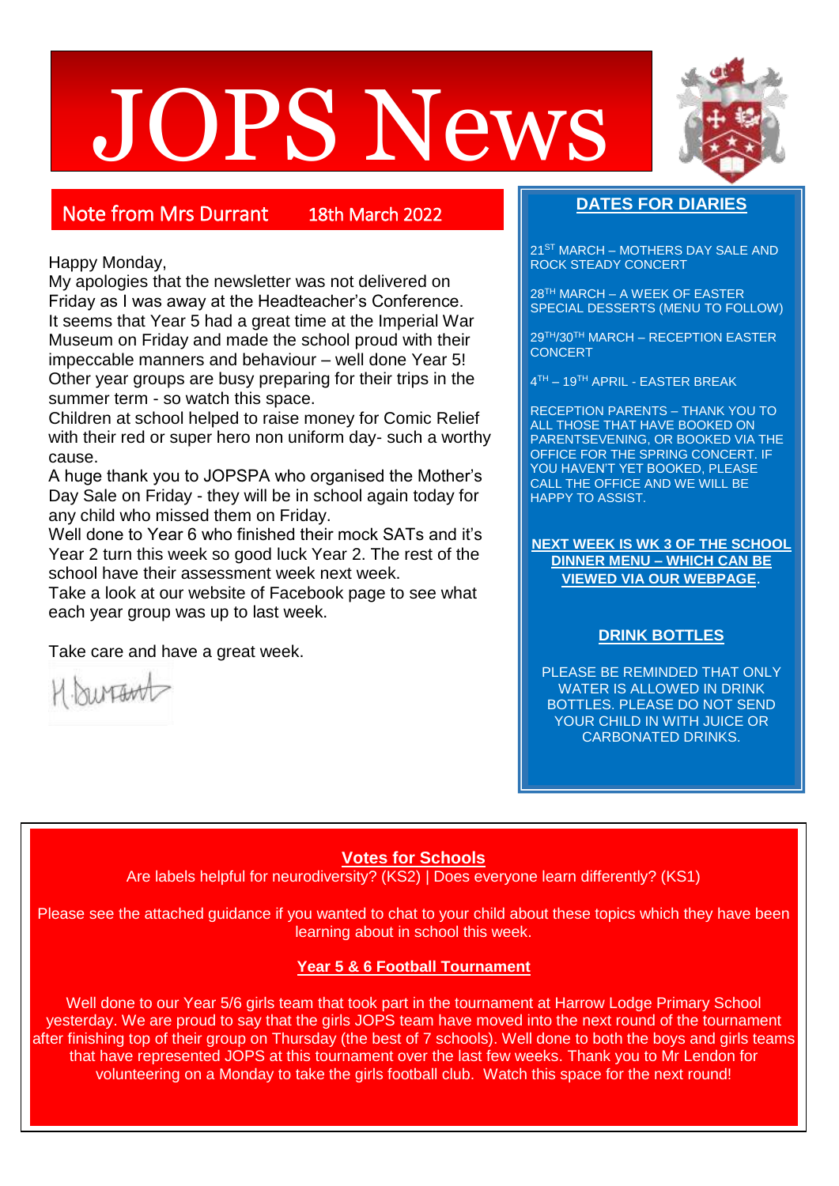# JOPS News

## Note from Mrs Durrant 18th March 2022

Happy Monday,

My apologies that the newsletter was not delivered on Friday as I was away at the Headteacher's Conference.

It seems that Year 5 had a great time at the Imperial War Museum on Friday and made the school proud with their impeccable manners and behaviour – well done Year 5!

Other year groups are busy preparing for their trips in the summer term - so watch this space.

Children at school helped to raise money for Comic Relief with their red or super hero non uniform day- such a worthy cause.

A huge thank you to JOPSPA who organised the Mother's Day Sale on Friday - they will be in school again today for any child who missed them on Friday.

Well done to Year 6 who finished their mock SATs and it's Year 2 turn this week so good luck Year 2. The rest of the school have their assessment week next week.

Take a look at our website of Facebook page to see what each year group was up to last week.

Take care and have a great week.

H Durrant

## DATES FOR DIARIES

21ST MARCH – MOTHERS DAY SALE AND ROCK STEADY CONCERT

28TH MARCH – A WEEK OF EASTER SPECIAL DESSERTS (MENU TO FOLLOW)

29TH/30TH MARCH – RECEPTION EASTER CONCERT

4TH – 19TH APRIL - EASTER BREAK

RECEPTION PARENTS – THANK YOU TO ALL THOSE THAT HAVE BOOKED ON PARENTSEVENING, OR BOOKED VIA THE OFFICE FOR THE SPRING CONCERT. IF YOU HAVEN'T YET BOOKED, PLEASE CALL THE OFFICE AND WE WILL BE HAPPY TO ASSIST.

**NEXT WEEK IS WK 3 OF THE SCHOOL DINNER MENU – WHICH CAN BE VIEWED VIA OUR WEBPAGE.**

### DRINK BOTTLES

PLEASE BE REMINDED THAT ONLY WATER IS ALLOWED IN DRINK BOTTLES. PLEASE DO NOT SEND YOUR CHILD IN WITH JUICE OR CARBONATED DRINKS.

## Votes for Schools

Are labels helpful for neurodiversity? (KS2) | Does everyone learn differently? (KS1)

Please see the attached guidance if you wanted to chat to your child about these topics which they have been learning about in school this week.

## Year 5 & 6 Football Tournament

Well done to our Year 5/6 girls team that took part in the tournament at Harrow Lodge Primary School yesterday. We are proud to say that the girls JOPS team have moved into the next round of the tournament after finishing top of their group on Thursday (the best of 7 schools). Well done to both the boys and girls teams that have represented JOPS at this tournament over the last few weeks. Thank you to Mr Lendon for volunteering on a Monday to take the girls football club. Watch this space for the next round!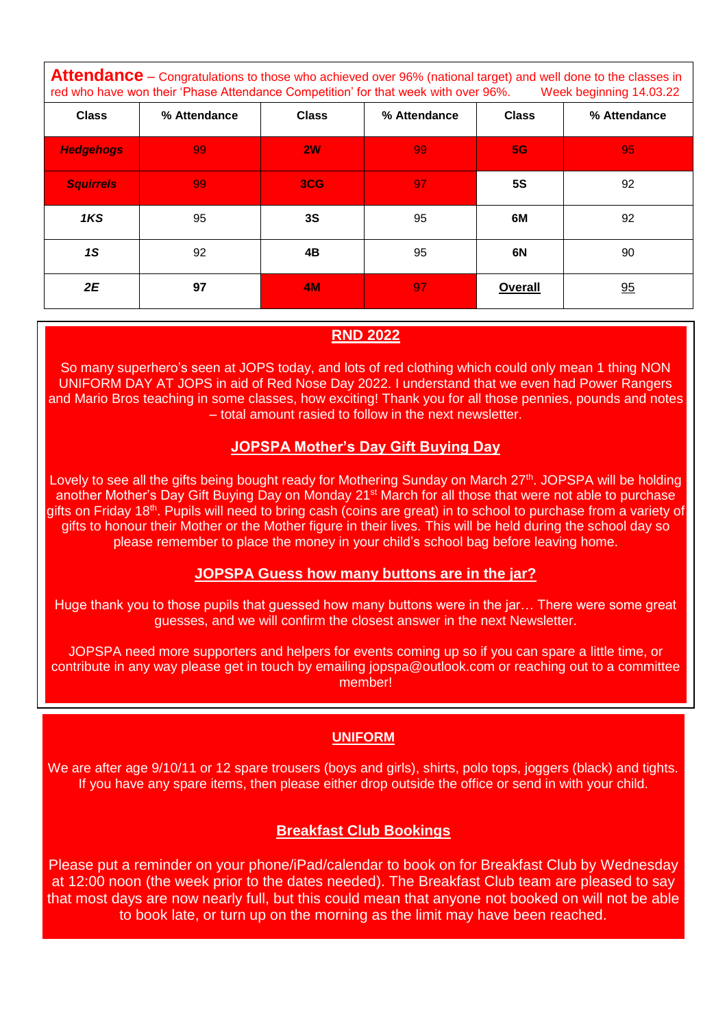**Attendance** – Congratulations to those who achieved over 96% (national target) and well done to the classes in red who have won their 'Phase Attendance Competition' for that week with over 96%. Week beginning 14.03.22

| Class | % Attendance | Class | % Attendance | Class | % Attendance |
|---|---|---|---|---|---|
| ***Hedgehogs*** | 99 | **2W** | 99 | **5G** | 95 |
| ***Squirrels*** | 99 | **3CG** | 97 | **5S** | 92 |
| ***1KS*** | 95 | **3S** | 95 | **6M** | 92 |
| ***1S*** | 92 | **4B** | 95 | **6N** | 90 |
| ***2E*** | **97** | **4M** | 97 | **Overall** | 95 |

## RND 2022

So many superhero's seen at JOPS today, and lots of red clothing which could only mean 1 thing NON UNIFORM DAY AT JOPS in aid of Red Nose Day 2022. I understand that we even had Power Rangers and Mario Bros teaching in some classes, how exciting! Thank you for all those pennies, pounds and notes – total amount rasied to follow in the next newsletter.

## JOPSPA Mother's Day Gift Buying Day

Lovely to see all the gifts being bought ready for Mothering Sunday on March 27th. JOPSPA will be holding another Mother's Day Gift Buying Day on Monday 21st March for all those that were not able to purchase gifts on Friday 18th. Pupils will need to bring cash (coins are great) in to school to purchase from a variety of gifts to honour their Mother or the Mother figure in their lives. This will be held during the school day so please remember to place the money in your child's school bag before leaving home.

## JOPSPA Guess how many buttons are in the jar?

Huge thank you to those pupils that guessed how many buttons were in the jar… There were some great guesses, and we will confirm the closest answer in the next Newsletter.

JOPSPA need more supporters and helpers for events coming up so if you can spare a little time, or contribute in any way please get in touch by emailing jopspa@outlook.com or reaching out to a committee member!

## UNIFORM

We are after age 9/10/11 or 12 spare trousers (boys and girls), shirts, polo tops, joggers (black) and tights. If you have any spare items, then please either drop outside the office or send in with your child.

## Breakfast Club Bookings

Please put a reminder on your phone/iPad/calendar to book on for Breakfast Club by Wednesday at 12:00 noon (the week prior to the dates needed). The Breakfast Club team are pleased to say that most days are now nearly full, but this could mean that anyone not booked on will not be able to book late, or turn up on the morning as the limit may have been reached.